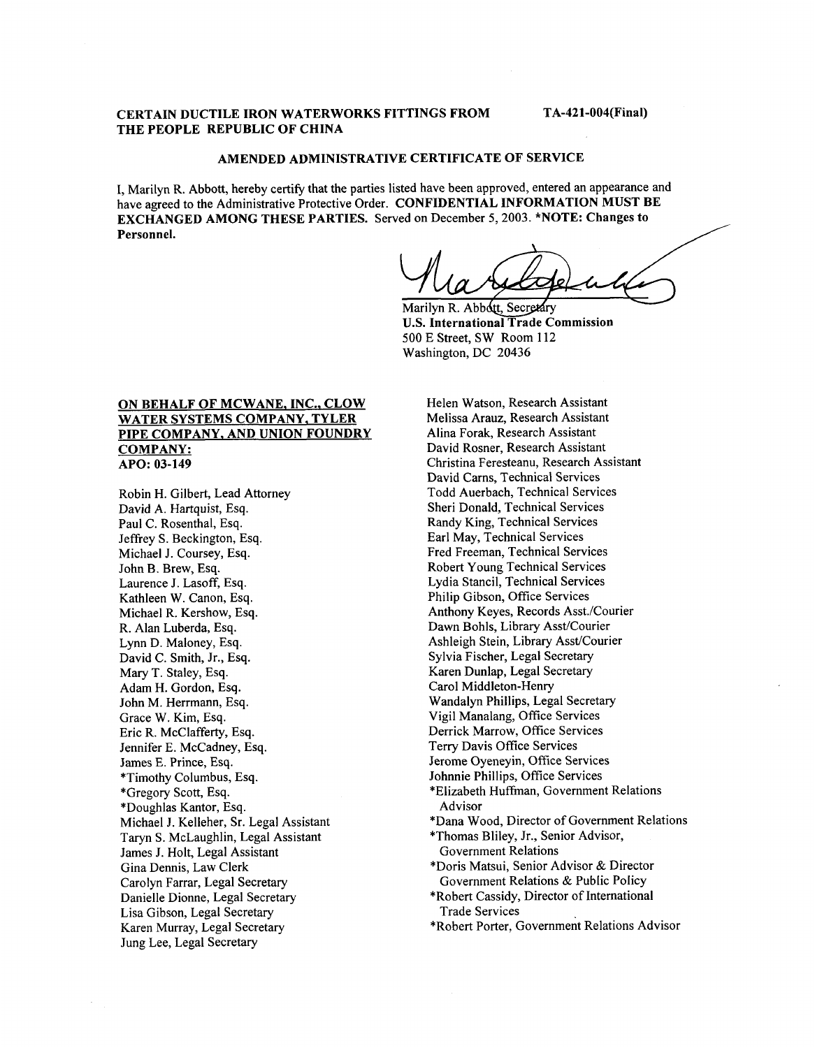**CERTAIN DUCTILE IRON WATERWORKS FITTINGS FROM THE PEOPLE REPUBLIC OF CHINA**

**TA-421-004(Final)**

## AMENDED ADMINISTRATIVE CERTIFICATE OF SERVICE

I, Marilyn R. Abbott, hereby certify that the parties listed have been approved, entered an appearance and have agreed to the Administrative Protective Order. **CONFIDENTIAL INFORMATION MUST BE EXCHANGED AMONG THESE PARTIES.** Served on December 5, 2003. ***NOTE: Changes to Personnel.**

Marilyn R. Abbott, Secretary
**U.S. International Trade Commission**
500 E Street, SW Room 112
Washington, DC 20436

**ON BEHALF OF MCWANE, INC., CLOW WATER SYSTEMS COMPANY, TYLER PIPE COMPANY, AND UNION FOUNDRY COMPANY:**
**APO: 03-149**

Robin H. Gilbert, Lead Attorney
David A. Hartquist, Esq.
Paul C. Rosenthal, Esq.
Jeffrey S. Beckington, Esq.
Michael J. Coursey, Esq.
John B. Brew, Esq.
Laurence J. Lasoff, Esq.
Kathleen W. Canon, Esq.
Michael R. Kershow, Esq.
R. Alan Luberda, Esq.
Lynn D. Maloney, Esq.
David C. Smith, Jr., Esq.
Mary T. Staley, Esq.
Adam H. Gordon, Esq.
John M. Herrmann, Esq.
Grace W. Kim, Esq.
Eric R. McClafferty, Esq.
Jennifer E. McCadney, Esq.
James E. Prince, Esq.
*Timothy Columbus, Esq.
*Gregory Scott, Esq.
*Doughlas Kantor, Esq.
Michael J. Kelleher, Sr. Legal Assistant
Taryn S. McLaughlin, Legal Assistant
James J. Holt, Legal Assistant
Gina Dennis, Law Clerk
Carolyn Farrar, Legal Secretary
Danielle Dionne, Legal Secretary
Lisa Gibson, Legal Secretary
Karen Murray, Legal Secretary
Jung Lee, Legal Secretary
Helen Watson, Research Assistant
Melissa Arauz, Research Assistant
Alina Forak, Research Assistant
David Rosner, Research Assistant
Christina Feresteanu, Research Assistant
David Carns, Technical Services
Todd Auerbach, Technical Services
Sheri Donald, Technical Services
Randy King, Technical Services
Earl May, Technical Services
Fred Freeman, Technical Services
Robert Young Technical Services
Lydia Stancil, Technical Services
Philip Gibson, Office Services
Anthony Keyes, Records Asst./Courier
Dawn Bohls, Library Asst/Courier
Ashleigh Stein, Library Asst/Courier
Sylvia Fischer, Legal Secretary
Karen Dunlap, Legal Secretary
Carol Middleton-Henry
Wandalyn Phillips, Legal Secretary
Vigil Manalang, Office Services
Derrick Marrow, Office Services
Terry Davis Office Services
Jerome Oyeneyin, Office Services
Johnnie Phillips, Office Services
*Elizabeth Huffman, Government Relations Advisor
*Dana Wood, Director of Government Relations
*Thomas Bliley, Jr., Senior Advisor, Government Relations
*Doris Matsui, Senior Advisor & Director Government Relations & Public Policy
*Robert Cassidy, Director of International Trade Services
*Robert Porter, Government Relations Advisor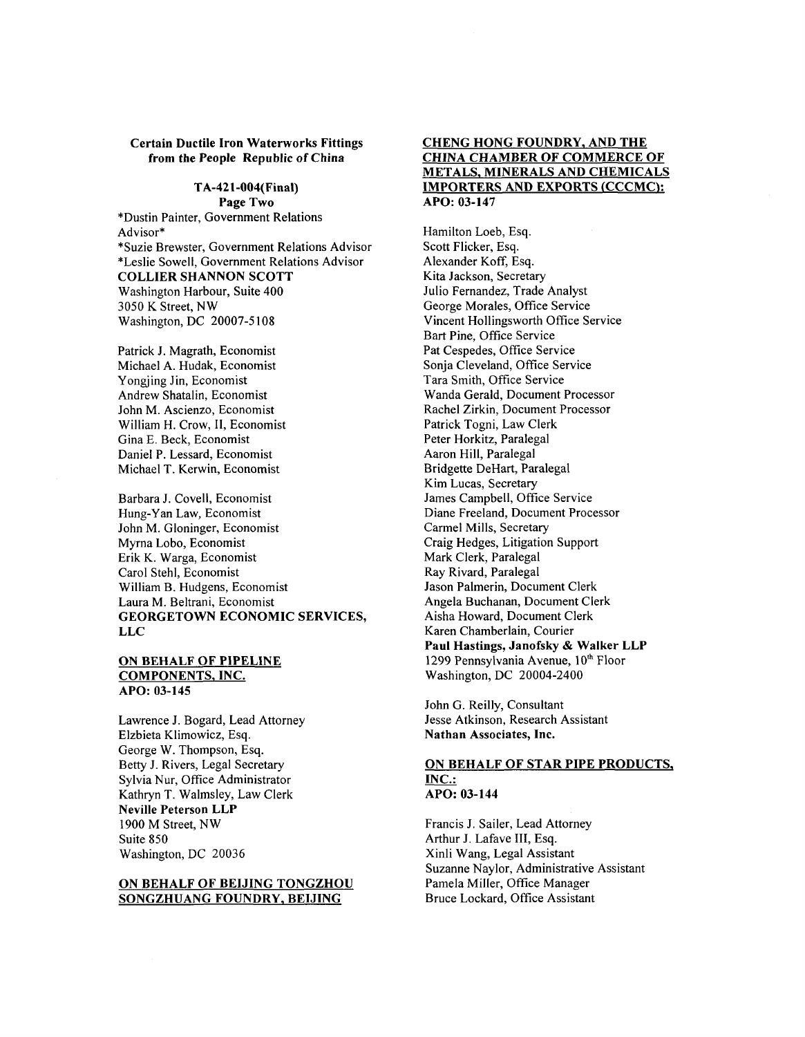**Certain Ductile Iron Waterworks Fittings from the People Republic of China**

**TA-421-004(Final)**
**Page Two**

*Dustin Painter, Government Relations Advisor*
*Suzie Brewster, Government Relations Advisor
*Leslie Sowell, Government Relations Advisor
**COLLIER SHANNON SCOTT**
Washington Harbour, Suite 400
3050 K Street, NW
Washington, DC 20007-5108

Patrick J. Magrath, Economist
Michael A. Hudak, Economist
Yongjing Jin, Economist
Andrew Shatalin, Economist
John M. Ascienzo, Economist
William H. Crow, II, Economist
Gina E. Beck, Economist
Daniel P. Lessard, Economist
Michael T. Kerwin, Economist

Barbara J. Covell, Economist
Hung-Yan Law, Economist
John M. Gloninger, Economist
Myrna Lobo, Economist
Erik K. Warga, Economist
Carol Stehl, Economist
William B. Hudgens, Economist
Laura M. Beltrani, Economist
**GEORGETOWN ECONOMIC SERVICES, LLC**

**ON BEHALF OF PIPELINE COMPONENTS, INC.**
**APO: 03-145**

Lawrence J. Bogard, Lead Attorney
Elzbieta Klimowicz, Esq.
George W. Thompson, Esq.
Betty J. Rivers, Legal Secretary
Sylvia Nur, Office Administrator
Kathryn T. Walmsley, Law Clerk
**Neville Peterson LLP**
1900 M Street, NW
Suite 850
Washington, DC 20036

**ON BEHALF OF BEIJING TONGZHOU SONGZHUANG FOUNDRY, BEIJING CHENG HONG FOUNDRY, AND THE CHINA CHAMBER OF COMMERCE OF METALS, MINERALS AND CHEMICALS IMPORTERS AND EXPORTS (CCCMC):**
**APO: 03-147**

Hamilton Loeb, Esq.
Scott Flicker, Esq.
Alexander Koff, Esq.
Kita Jackson, Secretary
Julio Fernandez, Trade Analyst
George Morales, Office Service
Vincent Hollingsworth Office Service
Bart Pine, Office Service
Pat Cespedes, Office Service
Sonja Cleveland, Office Service
Tara Smith, Office Service
Wanda Gerald, Document Processor
Rachel Zirkin, Document Processor
Patrick Togni, Law Clerk
Peter Horkitz, Paralegal
Aaron Hill, Paralegal
Bridgette DeHart, Paralegal
Kim Lucas, Secretary
James Campbell, Office Service
Diane Freeland, Document Processor
Carmel Mills, Secretary
Craig Hedges, Litigation Support
Mark Clerk, Paralegal
Ray Rivard, Paralegal
Jason Palmerin, Document Clerk
Angela Buchanan, Document Clerk
Aisha Howard, Document Clerk
Karen Chamberlain, Courier
**Paul Hastings, Janofsky & Walker LLP**
1299 Pennsylvania Avenue, 10th Floor
Washington, DC 20004-2400

John G. Reilly, Consultant
Jesse Atkinson, Research Assistant
**Nathan Associates, Inc.**

**ON BEHALF OF STAR PIPE PRODUCTS, INC.:**
**APO: 03-144**

Francis J. Sailer, Lead Attorney
Arthur J. Lafave III, Esq.
Xinli Wang, Legal Assistant
Suzanne Naylor, Administrative Assistant
Pamela Miller, Office Manager
Bruce Lockard, Office Assistant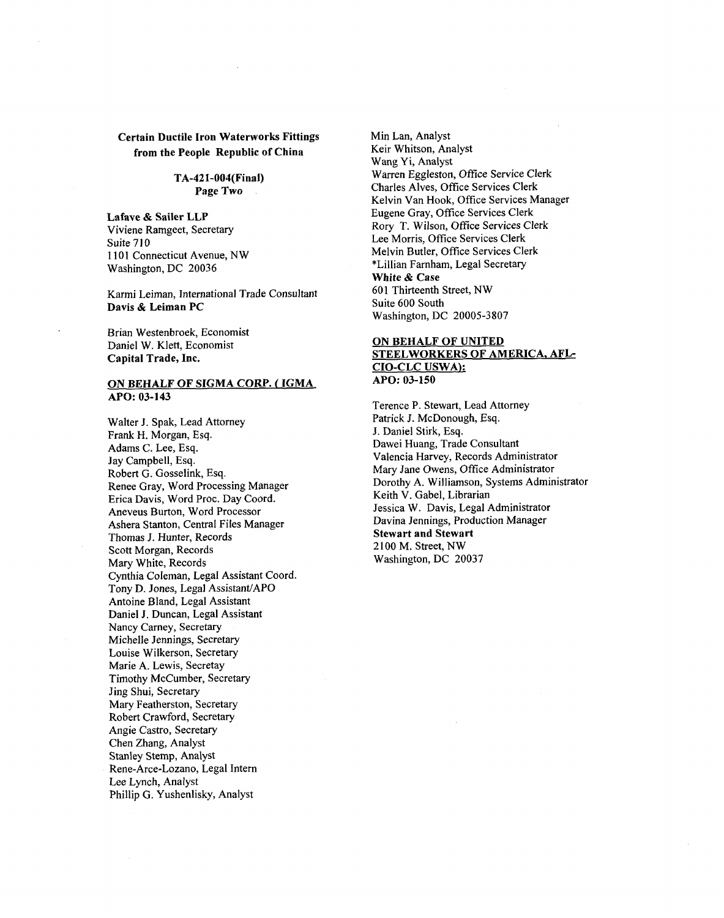**Certain Ductile Iron Waterworks Fittings from the People Republic of China**

**TA-421-004(Final)**
**Page Two**

**Lafave & Sailer LLP**
Viviene Ramgeet, Secretary
Suite 710
1101 Connecticut Avenue, NW
Washington, DC 20036

Karmi Leiman, International Trade Consultant
**Davis & Leiman PC**

Brian Westenbroek, Economist
Daniel W. Klett, Economist
**Capital Trade, Inc.**

**ON BEHALF OF SIGMA CORP. ( IGMA**
**APO: 03-143**

Walter J. Spak, Lead Attorney
Frank H. Morgan, Esq.
Adams C. Lee, Esq.
Jay Campbell, Esq.
Robert G. Gosselink, Esq.
Renee Gray, Word Processing Manager
Erica Davis, Word Proc. Day Coord.
Aneveus Burton, Word Processor
Ashera Stanton, Central Files Manager
Thomas J. Hunter, Records
Scott Morgan, Records
Mary White, Records
Cynthia Coleman, Legal Assistant Coord.
Tony D. Jones, Legal Assistant/APO
Antoine Bland, Legal Assistant
Daniel J. Duncan, Legal Assistant
Nancy Carney, Secretary
Michelle Jennings, Secretary
Louise Wilkerson, Secretary
Marie A. Lewis, Secretay
Timothy McCumber, Secretary
Jing Shui, Secretary
Mary Featherston, Secretary
Robert Crawford, Secretary
Angie Castro, Secretary
Chen Zhang, Analyst
Stanley Stemp, Analyst
Rene-Arce-Lozano, Legal Intern
Lee Lynch, Analyst
Phillip G. Yushenlisky, Analyst
Min Lan, Analyst
Keir Whitson, Analyst
Wang Yi, Analyst
Warren Eggleston, Office Service Clerk
Charles Alves, Office Services Clerk
Kelvin Van Hook, Office Services Manager
Eugene Gray, Office Services Clerk
Rory T. Wilson, Office Services Clerk
Lee Morris, Office Services Clerk
Melvin Butler, Office Services Clerk
*Lillian Farnham, Legal Secretary
**White & Case**
601 Thirteenth Street, NW
Suite 600 South
Washington, DC 20005-3807

**ON BEHALF OF UNITED STEELWORKERS OF AMERICA, AFL-CIO-CLC USWA):**
**APO: 03-150**

Terence P. Stewart, Lead Attorney
Patrick J. McDonough, Esq.
J. Daniel Stirk, Esq.
Dawei Huang, Trade Consultant
Valencia Harvey, Records Administrator
Mary Jane Owens, Office Administrator
Dorothy A. Williamson, Systems Administrator
Keith V. Gabel, Librarian
Jessica W. Davis, Legal Administrator
Davina Jennings, Production Manager
**Stewart and Stewart**
2100 M. Street, NW
Washington, DC 20037